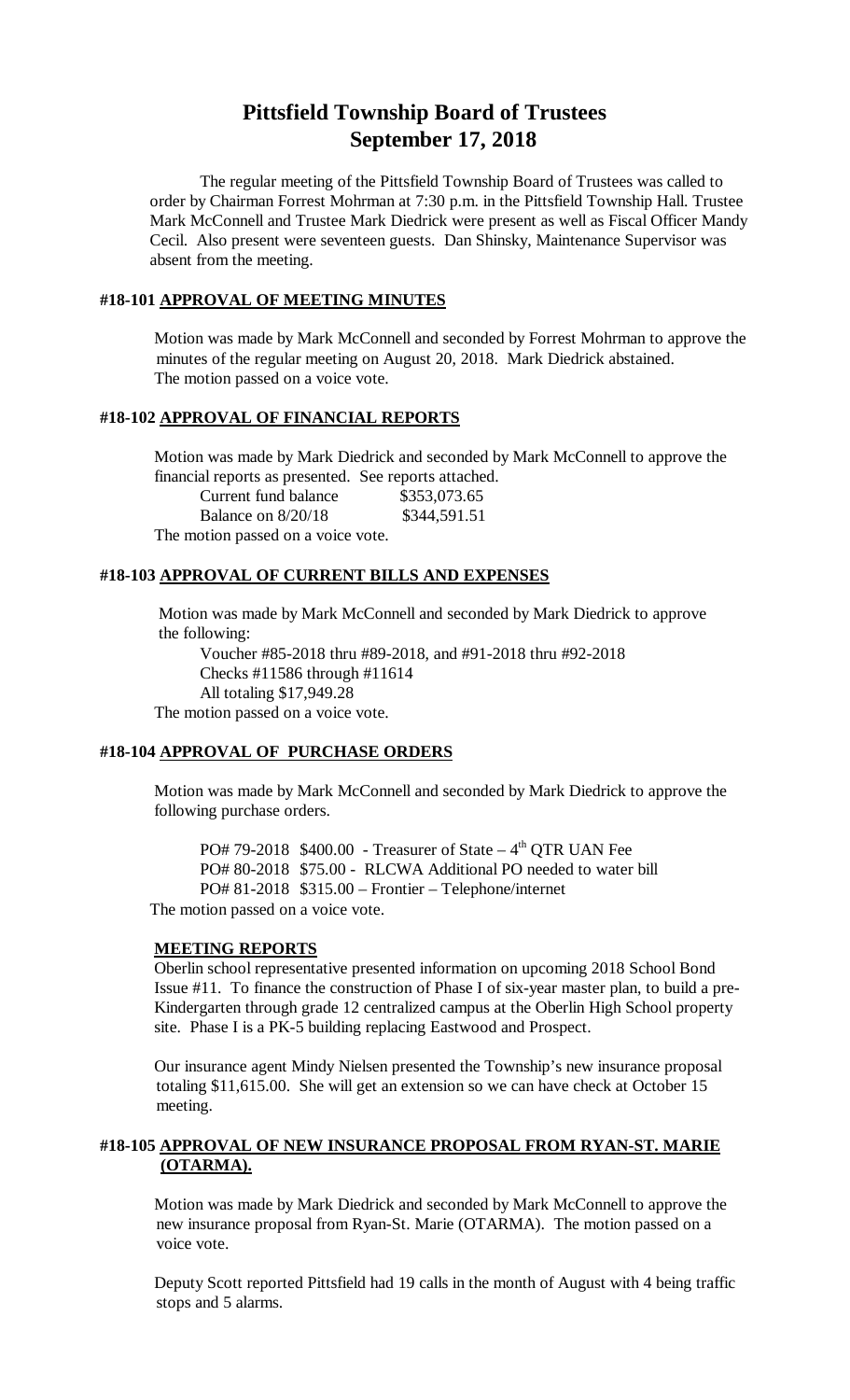# Pittsfield Township Board of Trustees
# September 17, 2018

The regular meeting of the Pittsfield Township Board of Trustees was called to order by Chairman Forrest Mohrman at 7:30 p.m. in the Pittsfield Township Hall. Trustee Mark McConnell and Trustee Mark Diedrick were present as well as Fiscal Officer Mandy Cecil. Also present were seventeen guests. Dan Shinsky, Maintenance Supervisor was absent from the meeting.

### #18-101 APPROVAL OF MEETING MINUTES

Motion was made by Mark McConnell and seconded by Forrest Mohrman to approve the minutes of the regular meeting on August 20, 2018. Mark Diedrick abstained. The motion passed on a voice vote.

### #18-102 APPROVAL OF FINANCIAL REPORTS

Motion was made by Mark Diedrick and seconded by Mark McConnell to approve the financial reports as presented. See reports attached.

Current fund balance $353,073.65
Balance on 8/20/18 $344,591.51

The motion passed on a voice vote.

### #18-103 APPROVAL OF CURRENT BILLS AND EXPENSES

Motion was made by Mark McConnell and seconded by Mark Diedrick to approve the following:

Voucher #85-2018 thru #89-2018, and #91-2018 thru #92-2018
Checks #11586 through #11614
All totaling $17,949.28

The motion passed on a voice vote.

### #18-104 APPROVAL OF PURCHASE ORDERS

Motion was made by Mark McConnell and seconded by Mark Diedrick to approve the following purchase orders.

PO# 79-2018 $400.00 - Treasurer of State – 4th QTR UAN Fee
PO# 80-2018 $75.00 - RLCWA Additional PO needed to water bill
PO# 81-2018 $315.00 – Frontier – Telephone/internet

The motion passed on a voice vote.

### MEETING REPORTS

Oberlin school representative presented information on upcoming 2018 School Bond Issue #11. To finance the construction of Phase I of six-year master plan, to build a pre-Kindergarten through grade 12 centralized campus at the Oberlin High School property site. Phase I is a PK-5 building replacing Eastwood and Prospect.

Our insurance agent Mindy Nielsen presented the Township's new insurance proposal totaling $11,615.00. She will get an extension so we can have check at October 15 meeting.

### #18-105 APPROVAL OF NEW INSURANCE PROPOSAL FROM RYAN-ST. MARIE (OTARMA).

Motion was made by Mark Diedrick and seconded by Mark McConnell to approve the new insurance proposal from Ryan-St. Marie (OTARMA). The motion passed on a voice vote.

Deputy Scott reported Pittsfield had 19 calls in the month of August with 4 being traffic stops and 5 alarms.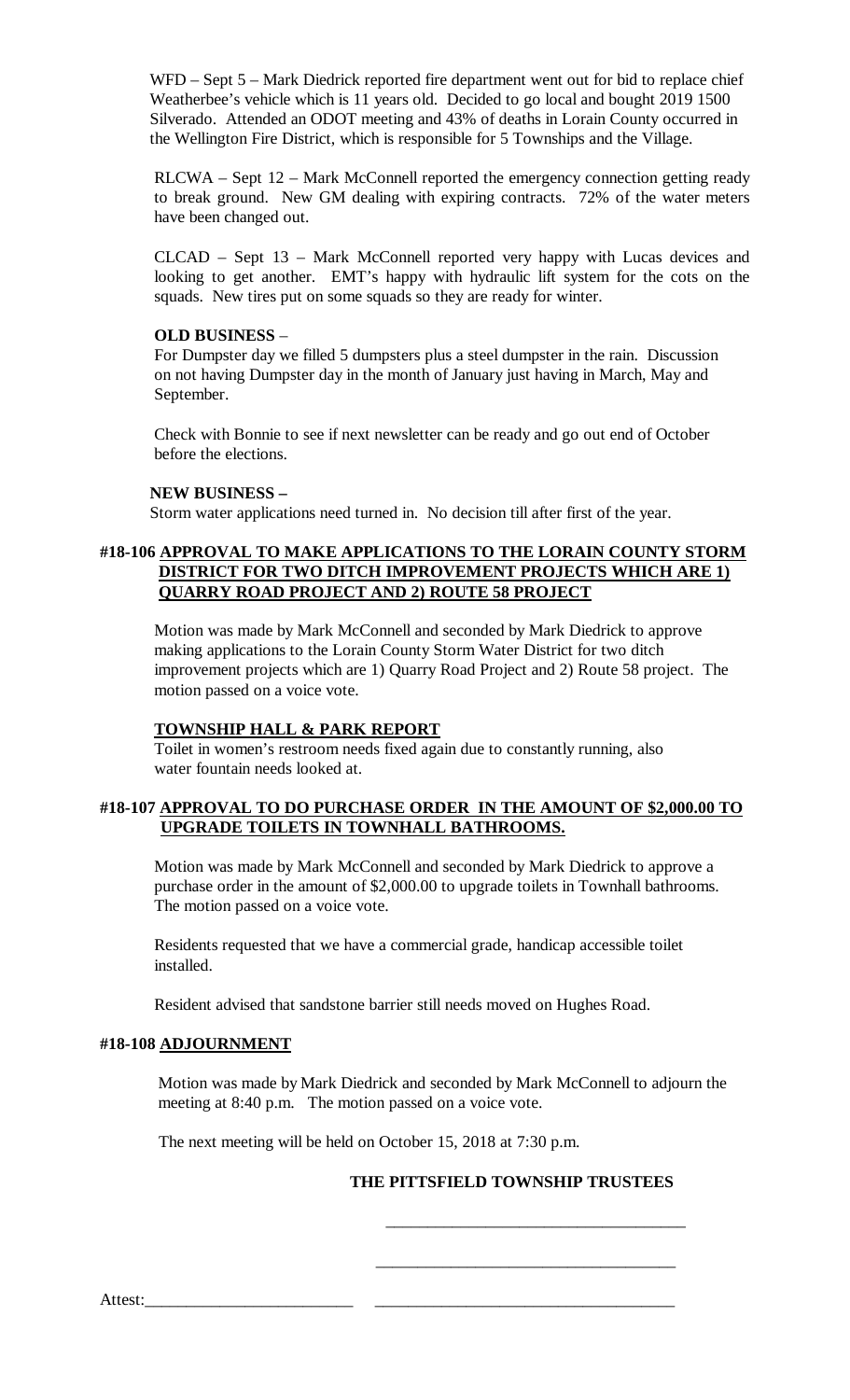WFD – Sept 5 – Mark Diedrick reported fire department went out for bid to replace chief Weatherbee's vehicle which is 11 years old. Decided to go local and bought 2019 1500 Silverado. Attended an ODOT meeting and 43% of deaths in Lorain County occurred in the Wellington Fire District, which is responsible for 5 Townships and the Village.

RLCWA – Sept 12 – Mark McConnell reported the emergency connection getting ready to break ground. New GM dealing with expiring contracts. 72% of the water meters have been changed out.

CLCAD – Sept 13 – Mark McConnell reported very happy with Lucas devices and looking to get another. EMT's happy with hydraulic lift system for the cots on the squads. New tires put on some squads so they are ready for winter.

**OLD BUSINESS** –

For Dumpster day we filled 5 dumpsters plus a steel dumpster in the rain. Discussion on not having Dumpster day in the month of January just having in March, May and September.

Check with Bonnie to see if next newsletter can be ready and go out end of October before the elections.

**NEW BUSINESS –**

Storm water applications need turned in. No decision till after first of the year.

**#18-106 APPROVAL TO MAKE APPLICATIONS TO THE LORAIN COUNTY STORM DISTRICT FOR TWO DITCH IMPROVEMENT PROJECTS WHICH ARE 1) QUARRY ROAD PROJECT AND 2) ROUTE 58 PROJECT**

Motion was made by Mark McConnell and seconded by Mark Diedrick to approve making applications to the Lorain County Storm Water District for two ditch improvement projects which are 1) Quarry Road Project and 2) Route 58 project. The motion passed on a voice vote.

**TOWNSHIP HALL & PARK REPORT**

Toilet in women's restroom needs fixed again due to constantly running, also water fountain needs looked at.

**#18-107 APPROVAL TO DO PURCHASE ORDER IN THE AMOUNT OF $2,000.00 TO UPGRADE TOILETS IN TOWNHALL BATHROOMS.**

Motion was made by Mark McConnell and seconded by Mark Diedrick to approve a purchase order in the amount of $2,000.00 to upgrade toilets in Townhall bathrooms. The motion passed on a voice vote.

Residents requested that we have a commercial grade, handicap accessible toilet installed.

Resident advised that sandstone barrier still needs moved on Hughes Road.

**#18-108 ADJOURNMENT**

Motion was made by Mark Diedrick and seconded by Mark McConnell to adjourn the meeting at 8:40 p.m. The motion passed on a voice vote.

The next meeting will be held on October 15, 2018 at 7:30 p.m.

**THE PITTSFIELD TOWNSHIP TRUSTEES**

\_\_\_\_\_\_\_\_\_\_\_\_\_\_\_\_\_\_\_\_\_\_\_\_\_\_\_\_\_\_\_\_\_\_\_\_

\_\_\_\_\_\_\_\_\_\_\_\_\_\_\_\_\_\_\_\_\_\_\_\_\_\_\_\_\_\_\_\_\_\_\_\_

Attest:\_\_\_\_\_\_\_\_\_\_\_\_\_\_\_\_\_\_\_\_\_\_\_\_\_\_ \_\_\_\_\_\_\_\_\_\_\_\_\_\_\_\_\_\_\_\_\_\_\_\_\_\_\_\_\_\_\_\_\_\_\_\_